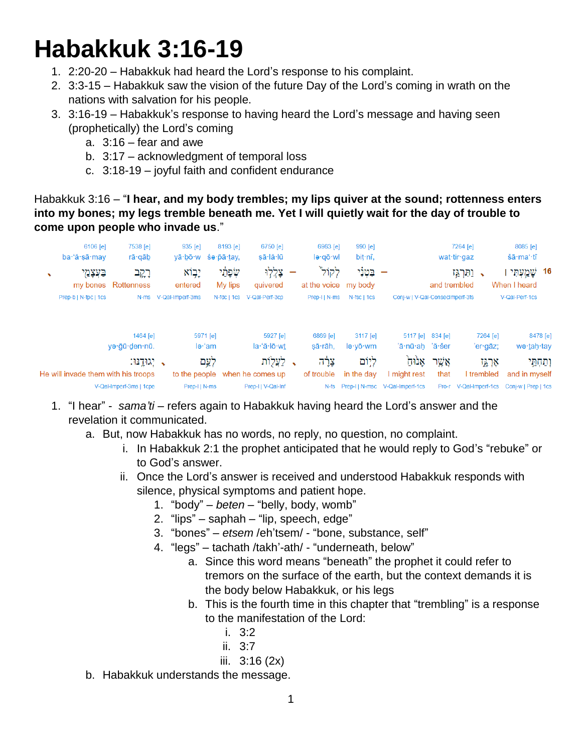# Habakkuk 3:16-19

1. 2:20-20 – Habakkuk had heard the Lord's response to his complaint.
2. 3:3-15 – Habakkuk saw the vision of the future Day of the Lord's coming in wrath on the nations with salvation for his people.
3. 3:16-19 – Habakkuk's response to having heard the Lord's message and having seen (prophetically) the Lord's coming
   a. 3:16 – fear and awe
   b. 3:17 – acknowledgment of temporal loss
   c. 3:18-19 – joyful faith and confident endurance

Habakkuk 3:16 – "**I hear, and my body trembles; my lips quiver at the sound; rottenness enters into my bones; my legs tremble beneath me. Yet I will quietly wait for the day of trouble to come upon people who invade us**."

| 6106 [e] | 7538 [e] | 935 [e] | 8193 [e] | 6750 [e] | 6963 [e] | 990 [e] | 7264 [e] | 8085 [e] |
|---|---|---|---|---|---|---|---|---|
| ba·'ă·ṣā·may | rā·qāb | yā·bō·w | śə·p̄ā·ṯay, | ṣā·lă·lū | lə·qō·wl | biṭ·nî, | wat·tir·gaz | šā·ma'·tî |
| בַּעֲצָמַ֔י | רָקָ֛ב | יָב֥וֹא | שְׂפָתַ֗י | צָלְל֣וּ | לְקוֹל֙ | בִּטְנִ֔י | וַתִּרְגַּ֣ז | שָׁמַ֣עְתִּי ׀ 16 |
| my bones | Rottenness | entered | My lips | quivered | at the voice | my body | and trembled | When I heard |
| Prep-b \| N-fpc \| 1cs | N-ms | V-Qal-Imperf-3ms | N-fdc \| 1cs | V-Qal-Perf-3cp | Prep-l \| N-ms | N-fsc \| 1cs | Conj-w \| V-Qal-ConsecImperf-3fs | V-Qal-Perf-1cs |

| 1464 [e] | 5971 [e] | 5927 [e] | 6869 [e] | 3117 [e] | 5117 [e] | 834 [e] | 7264 [e] | 8478 [e] |
|---|---|---|---|---|---|---|---|---|
| yə·ḡū·ḏen·nū. | lə·'am | la·'ă·lō·wṯ | ṣā·rāh, | lə·yō·wm | 'ā·nū·aḥ | 'ă·šer | 'er·gāz; | wə·ṯaḥ·tay |
| יְגוּדֶֽנּוּ׃ | לְעַ֖ם | לַעֲל֥וֹת | צָרָ֑ה | לְי֣וֹם | אָנ֙וּחַ֙ | אֲשֶׁ֤ר | אֶרְגָּ֑ז | וְתַחְתַּ֣י |
| He will invade them with his troops | to the people | when he comes up | of trouble | in the day | I might rest | that | I trembled | and in myself |
| V-Qal-Imperf-3ms \| 1cpe | Prep-l \| N-ms | Prep-l \| V-Qal-Inf | N-fs | Prep-l \| N-msc | V-Qal-Imperf-1cs | Pro-r | V-Qal-Imperf-1cs | Conj-w \| Prep \| 1cs |

1. "I hear" - *sama'ti* – refers again to Habakkuk having heard the Lord's answer and the revelation it communicated.
   a. But, now Habakkuk has no words, no reply, no question, no complaint.
      i. In Habakkuk 2:1 the prophet anticipated that he would reply to God's "rebuke" or to God's answer.
      ii. Once the Lord's answer is received and understood Habakkuk responds with silence, physical symptoms and patient hope.
         1. "body" – *beten* – "belly, body, womb"
         2. "lips" – saphah – "lip, speech, edge"
         3. "bones" – *etsem* /eh'tsem/ - "bone, substance, self"
         4. "legs" – tachath /takh'-ath/ - "underneath, below"
            a. Since this word means "beneath" the prophet it could refer to tremors on the surface of the earth, but the context demands it is the body below Habakkuk, or his legs
            b. This is the fourth time in this chapter that "trembling" is a response to the manifestation of the Lord:
               i. 3:2
               ii. 3:7
               iii. 3:16 (2x)
   b. Habakkuk understands the message.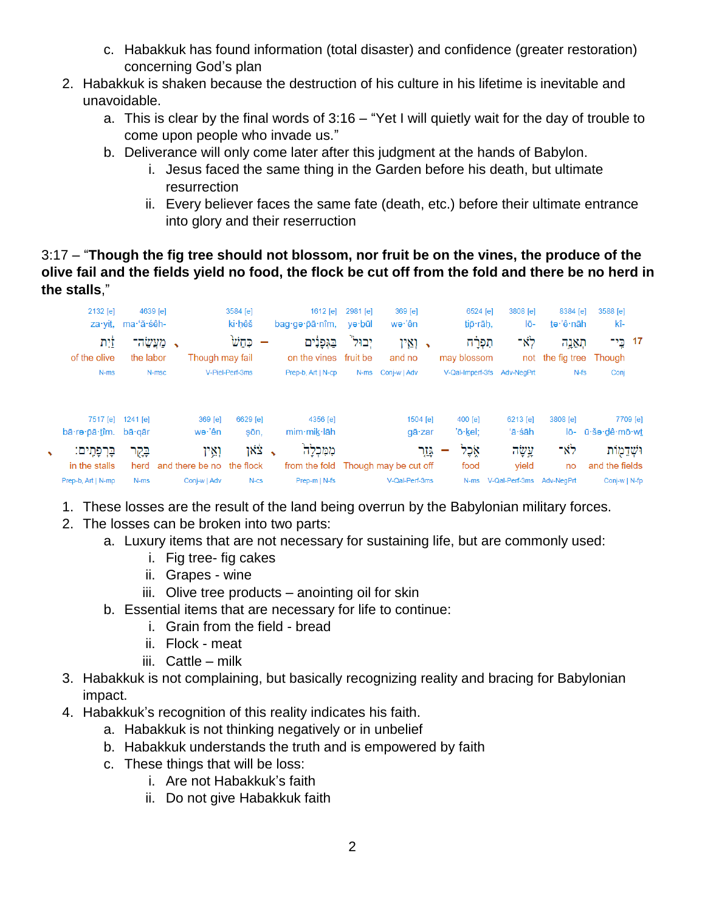c. Habakkuk has found information (total disaster) and confidence (greater restoration) concerning God's plan

2. Habakkuk is shaken because the destruction of his culture in his lifetime is inevitable and unavoidable.
   a. This is clear by the final words of 3:16 – "Yet I will quietly wait for the day of trouble to come upon people who invade us."
   b. Deliverance will only come later after this judgment at the hands of Babylon.
      i. Jesus faced the same thing in the Garden before his death, but ultimate resurrection
      ii. Every believer faces the same fate (death, etc.) before their ultimate entrance into glory and their reserruction

3:17 – "**Though the fig tree should not blossom, nor fruit be on the vines, the produce of the olive fail and the fields yield no food, the flock be cut off from the fold and there be no herd in the stalls**,"

| 2132 [e] | 4639 [e] | 3584 [e] | 1612 [e] | 2981 [e] | 369 [e] | 6524 [e] | 3808 [e] | 8384 [e] | 3588 [e] | |
|---|---|---|---|---|---|---|---|---|---|---|
| za·yit, | ma·‘ă·śêh- | ki·ḥêš | bag·gə·pā·nîm, | yə·ḇūl | wə·’ên | ṯip̄·rāḥ, | lō- | ṯə·’ê·nāh | kî- | |
| זַ֔יִת | מַעֲשֵׂה־ | כִּחֵשׁ֙ | בַּגְּפָנִ֔ים | יְב֖וּל | וְאֵ֥ין | תִפְרָ֗ח | לֹֽא־ | תְאֵנָ֣ה | כִּֽי־ | 17 |
| of the olive | the labor | Though may fail | on the vines | fruit be | and no | may blossom | not | the fig tree | Though | |
| N-ms | N-msc | V-Piel-Perf-3ms | Prep-b, Art \| N-cp | N-ms | Conj-w \| Adv | V-Qal-Imperf-3fs | Adv-NegPrt | N-fs | Conj | |

| 7517 [e] | 1241 [e] | 369 [e] | 6629 [e] | 4356 [e] | 1504 [e] | 400 [e] | 6213 [e] | 3808 [e] | 7709 [e] |
|---|---|---|---|---|---|---|---|---|---|
| bā·re·p̄ā·ṯîm. | bā·qār | wə·’ên | ṣōn, | mim·miḵ·lāh | gā·zar | ’ō·ḵel; | ‘ā·śāh | lō- | ū·šə·ḏê·mō·wṯ |
| בָּרְפָתִֽים׃ | בָּקָ֖ר | וְאֵ֥ין | צֹ֔אן | מִמִּכְלָה֙ | גָּזַ֤ר | אֹ֑כֶל | עָ֣שָׂה | לֹא־ | וּשְׁדֵמ֖וֹת |
| in the stalls | herd | and there be no | the flock | from the fold | Though may be cut off | food | yield | no | and the fields |
| Prep-b, Art \| N-mp | N-ms | Conj-w \| Adv | N-cs | Prep-m \| N-fs | V-Qal-Perf-3ms | N-ms | V-Qal-Perf-3ms | Adv-NegPrt | Conj-w \| N-fp |

1. These losses are the result of the land being overrun by the Babylonian military forces.
2. The losses can be broken into two parts:
   a. Luxury items that are not necessary for sustaining life, but are commonly used:
      i. Fig tree- fig cakes
      ii. Grapes - wine
      iii. Olive tree products – anointing oil for skin
   b. Essential items that are necessary for life to continue:
      i. Grain from the field - bread
      ii. Flock - meat
      iii. Cattle – milk
3. Habakkuk is not complaining, but basically recognizing reality and bracing for Babylonian impact.
4. Habakkuk's recognition of this reality indicates his faith.
   a. Habakkuk is not thinking negatively or in unbelief
   b. Habakkuk understands the truth and is empowered by faith
   c. These things that will be loss:
      i. Are not Habakkuk's faith
      ii. Do not give Habakkuk faith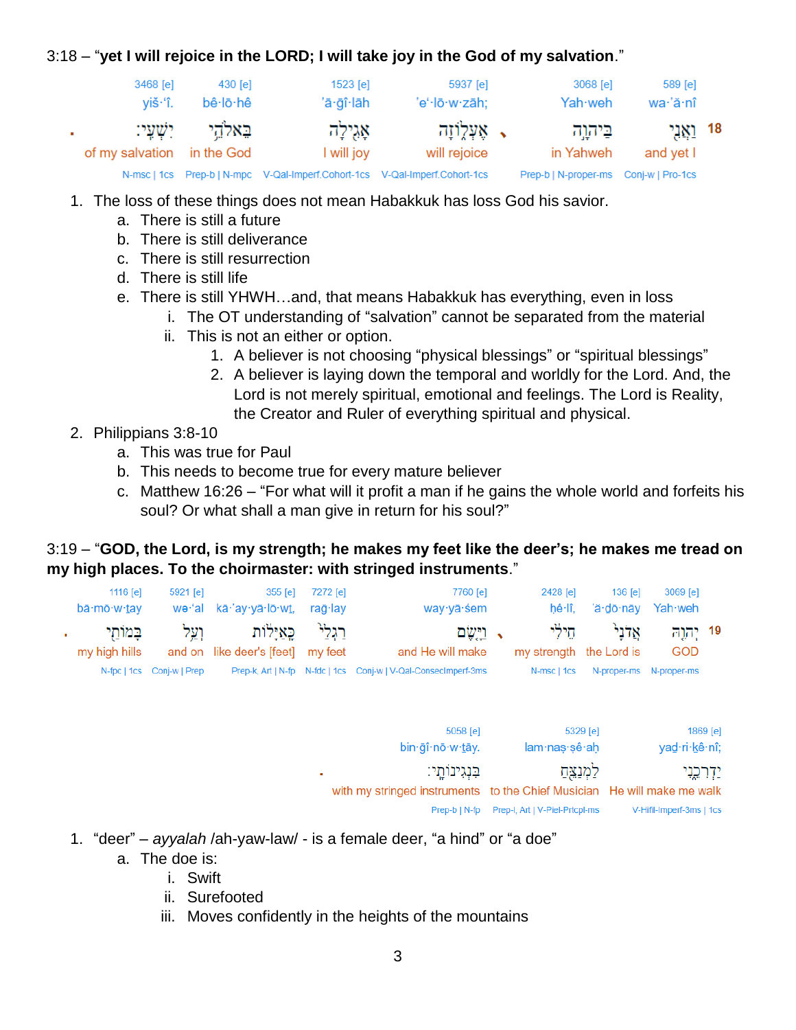3:18 – "**yet I will rejoice in the LORD; I will take joy in the God of my salvation**."

| . | 3468 [e] | 430 [e] | 1523 [e] | 5937 [e] | | 3068 [e] | 589 [e] | |
|---|---|---|---|---|---|---|---|---|
| | yiš·'î. | bê·lō·hê | 'ā·ḡî·lāh | 'e'·lō·w·zāh; | | Yah·weh | wa·'ă·nî | |
| . | יִשְׁעִֽי׃ | בֵּאלֹהֵ֥י | אָגִ֖ילָה | אֶעְל֑וֹזָה | ، | בַּיהוָ֣ה | וַאֲנִ֖י | 18 |
| | of my salvation | in the God | I will joy | will rejoice | | in Yahweh | and yet I | |
| | N-msc \| 1cs | Prep-b \| N-mpc | V-Qal-Imperf.Cohort-1cs | V-Qal-Imperf.Cohort-1cs | | Prep-b \| N-proper-ms | Conj-w \| Pro-1cs | |

1. The loss of these things does not mean Habakkuk has loss God his savior.
   a. There is still a future
   b. There is still deliverance
   c. There is still resurrection
   d. There is still life
   e. There is still YHWH…and, that means Habakkuk has everything, even in loss
      i. The OT understanding of "salvation" cannot be separated from the material
      ii. This is not an either or option.
         1. A believer is not choosing "physical blessings" or "spiritual blessings"
         2. A believer is laying down the temporal and worldly for the Lord. And, the Lord is not merely spiritual, emotional and feelings. The Lord is Reality, the Creator and Ruler of everything spiritual and physical.
2. Philippians 3:8-10
   a. This was true for Paul
   b. This needs to become true for every mature believer
   c. Matthew 16:26 – "For what will it profit a man if he gains the whole world and forfeits his soul? Or what shall a man give in return for his soul?"

3:19 – "**GOD, the Lord, is my strength; he makes my feet like the deer's; he makes me tread on my high places. To the choirmaster: with stringed instruments**."

| . | 1116 [e] | 5921 [e] | 355 [e] | 7272 [e] | 7760 [e] | | 2428 [e] | 136 [e] | 3069 [e] | |
|---|---|---|---|---|---|---|---|---|---|---|
| | bā·mō·w·ṯay | we·'al | kā·'ay·yā·lō·wṯ, | raḡ·lay | way·yā·śem | | ḥê·lî, | 'ă·ḏō·nāy | Yah·weh | |
| . | בָּמוֹתַ֖י | וְעַ֥ל | כָּֽאַיָּל֔וֹת | רַגְלַי֙ | וַיָּ֤שֶׂם | ، | חֵילִ֔י | אֲדֹנָ֣י | יְהוִ֤ה | 19 |
| | my high hills | and on | like deer's [feet] | my feet | and He will make | | my strength | the Lord is | GOD | |
| | N-fpc \| 1cs | Conj-w \| Prep | Prep-k, Art \| N-fp | N-fdc \| 1cs | Conj-w \| V-Qal-ConsecImperf-3ms | | N-msc \| 1cs | N-proper-ms | N-proper-ms | |

| . | 5058 [e] | 5329 [e] | 1869 [e] |
|---|---|---|---|
| | bin·ḡî·nō·w·ṯāy. | lam·naṣ·ṣê·aḥ | yad·ri·ḵê·nî; |
| . | בִּנְגִינוֹתָֽי׃ | לַמְנַצֵּ֖חַ | יַדְרִכֵ֑נִי |
| | with my stringed instruments | to the Chief Musician | He will make me walk |
| | Prep-b \| N-fp | Prep-l, Art \| V-Piel-Prtcpl-ms | V-Hifil-Imperf-3ms \| 1cs |

1. "deer" – *ayyalah* /ah-yaw-law/ - is a female deer, "a hind" or "a doe"
   a. The doe is:
      i. Swift
      ii. Surefooted
      iii. Moves confidently in the heights of the mountains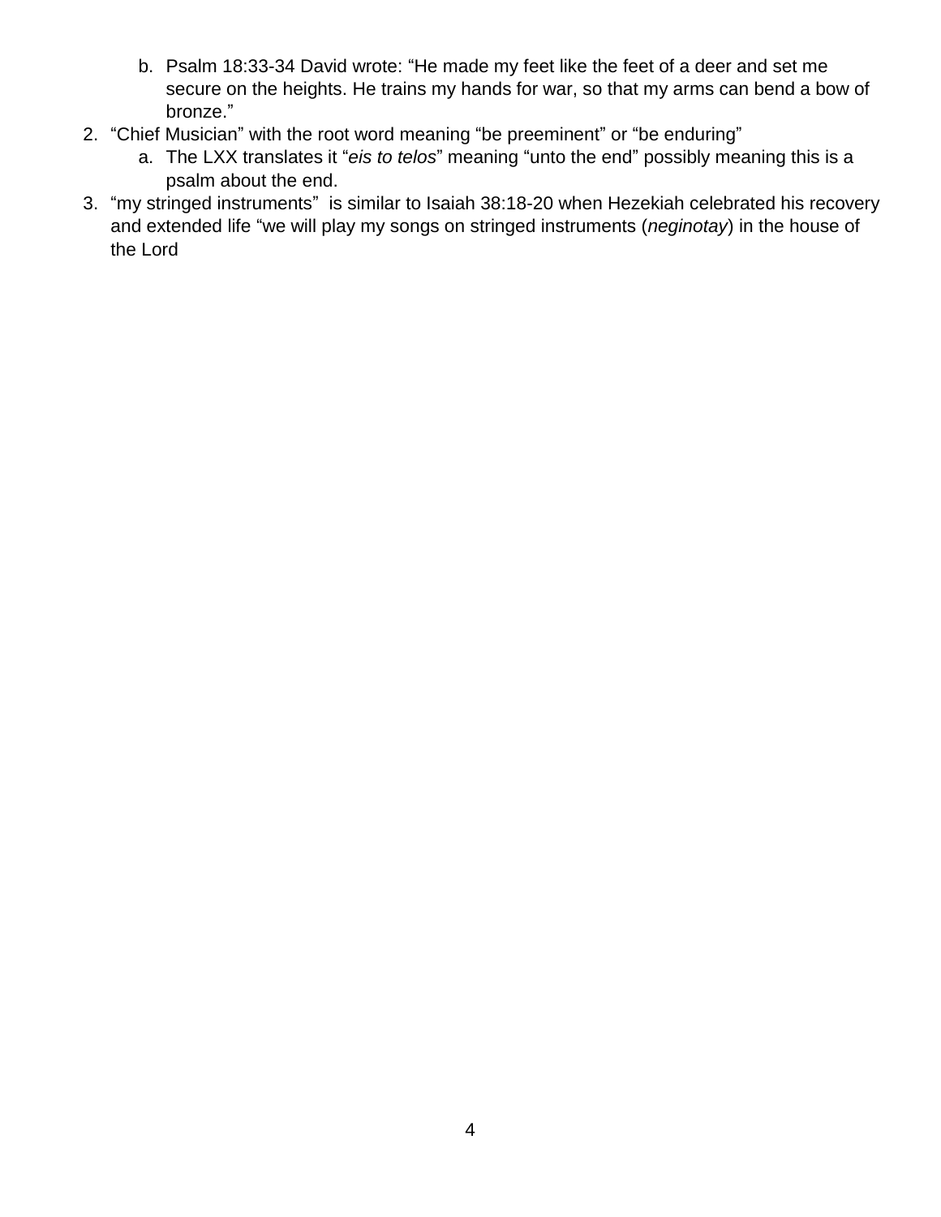b. Psalm 18:33-34 David wrote: “He made my feet like the feet of a deer and set me secure on the heights. He trains my hands for war, so that my arms can bend a bow of bronze.”

2. “Chief Musician” with the root word meaning “be preeminent” or “be enduring”
   a. The LXX translates it “*eis to telos*” meaning “unto the end” possibly meaning this is a psalm about the end.
3. “my stringed instruments” is similar to Isaiah 38:18-20 when Hezekiah celebrated his recovery and extended life “we will play my songs on stringed instruments (*neginotay*) in the house of the Lord